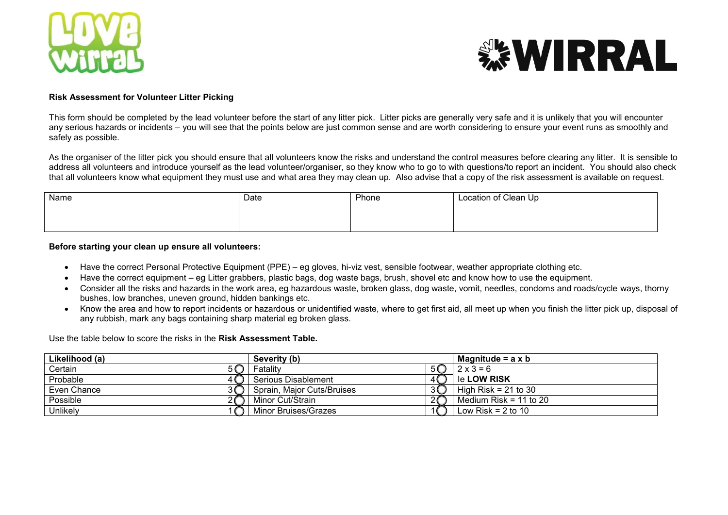**Risk Assessment for Volunteer Litter Picking**

This form should be completed by the lead volunteer before the start of any litter pick. Litter picks are generally very safe and it is unlikely that you will encounter any serious hazards or incidents – you will see that the points below are just common sense and are worth considering to ensure your event runs as smoothly and safely as possible.

As the organiser of the litter pick you should ensure that all volunteers know the risks and understand the control measures before clearing any litter. It is sensible to address all volunteers and introduce yourself as the lead volunteer/organiser, so they know who to go to with questions/to report an incident. You should also check that all volunteers know what equipment they must use and what area they may clean up. Also advise that a copy of the risk assessment is available on request.

| Name | Date | Phone | Location of Clean Up |
|---|---|---|---|
| | | | |

**Before starting your clean up ensure all volunteers:**

- Have the correct Personal Protective Equipment (PPE) – eg gloves, hi-viz vest, sensible footwear, weather appropriate clothing etc.
- Have the correct equipment – eg Litter grabbers, plastic bags, dog waste bags, brush, shovel etc and know how to use the equipment.
- Consider all the risks and hazards in the work area, eg hazardous waste, broken glass, dog waste, vomit, needles, condoms and roads/cycle ways, thorny bushes, low branches, uneven ground, hidden bankings etc.
- Know the area and how to report incidents or hazardous or unidentified waste, where to get first aid, all meet up when you finish the litter pick up, disposal of any rubbish, mark any bags containing sharp material eg broken glass.

Use the table below to score the risks in the **Risk Assessment Table.**

| **Likelihood (a)** | | **Severity (b)** | | **Magnitude = a x b** |
|---|---|---|---|---|
| Certain | 5 | Fatality | 5 | 2 x 3 = 6 |
| Probable | 4 | Serious Disablement | 4 | Ie **LOW RISK** |
| Even Chance | 3 | Sprain, Major Cuts/Bruises | 3 | High Risk = 21 to 30 |
| Possible | 2 | Minor Cut/Strain | 2 | Medium Risk = 11 to 20 |
| Unlikely | 1 | Minor Bruises/Grazes | 1 | Low Risk = 2 to 10 |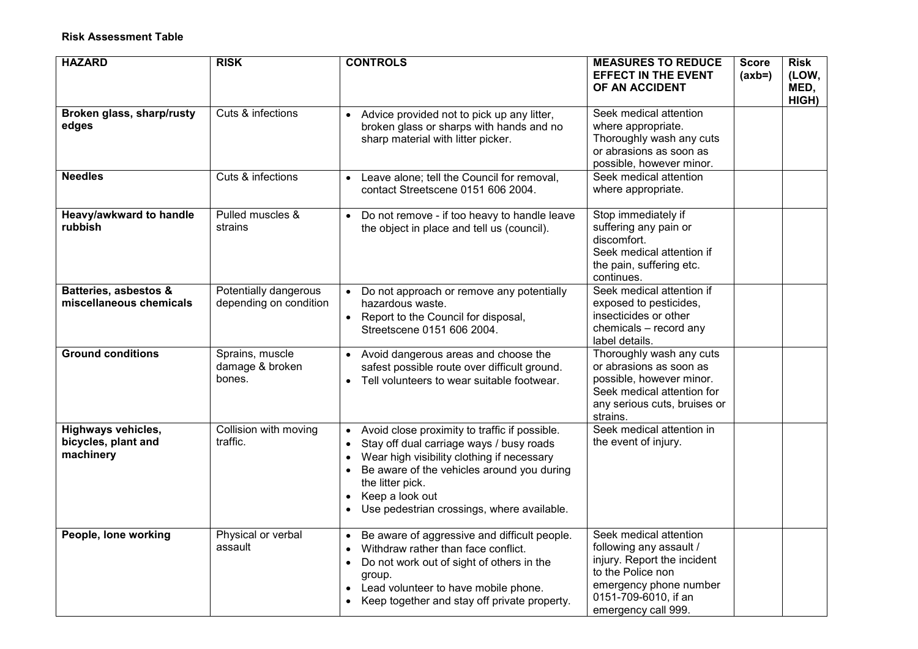**Risk Assessment Table**

| HAZARD | RISK | CONTROLS | MEASURES TO REDUCE EFFECT IN THE EVENT OF AN ACCIDENT | Score (axb=) | Risk (LOW, MED, HIGH) |
|---|---|---|---|---|---|
| **Broken glass, sharp/rusty edges** | Cuts & infections | • Advice provided not to pick up any litter, broken glass or sharps with hands and no sharp material with litter picker. | Seek medical attention where appropriate. Thoroughly wash any cuts or abrasions as soon as possible, however minor. | | |
| **Needles** | Cuts & infections | • Leave alone; tell the Council for removal, contact Streetscene 0151 606 2004. | Seek medical attention where appropriate. | | |
| **Heavy/awkward to handle rubbish** | Pulled muscles & strains | • Do not remove - if too heavy to handle leave the object in place and tell us (council). | Stop immediately if suffering any pain or discomfort. Seek medical attention if the pain, suffering etc. continues. | | |
| **Batteries, asbestos & miscellaneous chemicals** | Potentially dangerous depending on condition | • Do not approach or remove any potentially hazardous waste. • Report to the Council for disposal, Streetscene 0151 606 2004. | Seek medical attention if exposed to pesticides, insecticides or other chemicals – record any label details. | | |
| **Ground conditions** | Sprains, muscle damage & broken bones. | • Avoid dangerous areas and choose the safest possible route over difficult ground. • Tell volunteers to wear suitable footwear. | Thoroughly wash any cuts or abrasions as soon as possible, however minor. Seek medical attention for any serious cuts, bruises or strains. | | |
| **Highways vehicles, bicycles, plant and machinery** | Collision with moving traffic. | • Avoid close proximity to traffic if possible. • Stay off dual carriage ways / busy roads • Wear high visibility clothing if necessary • Be aware of the vehicles around you during the litter pick. • Keep a look out • Use pedestrian crossings, where available. | Seek medical attention in the event of injury. | | |
| **People, lone working** | Physical or verbal assault | • Be aware of aggressive and difficult people. • Withdraw rather than face conflict. • Do not work out of sight of others in the group. • Lead volunteer to have mobile phone. • Keep together and stay off private property. | Seek medical attention following any assault / injury. Report the incident to the Police non emergency phone number 0151-709-6010, if an emergency call 999. | | |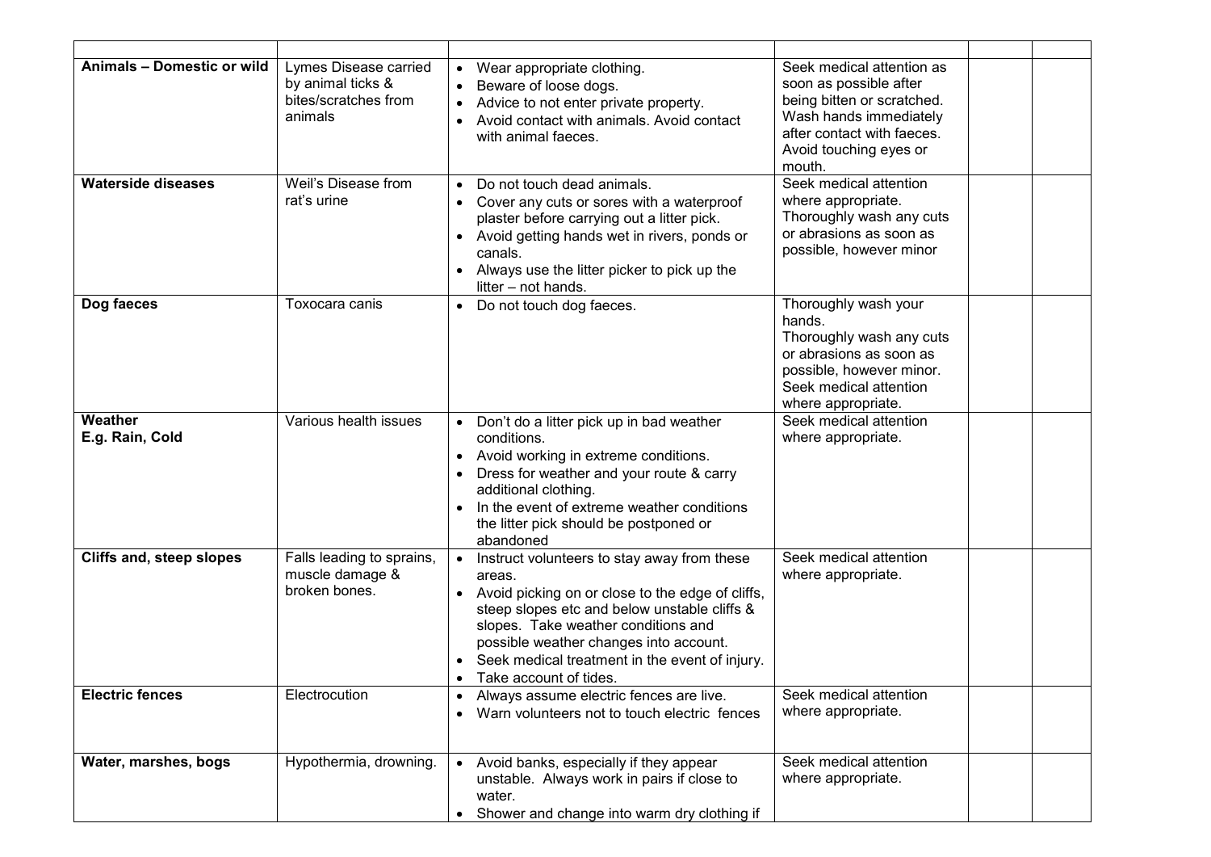| | | | | | |
|---|---|---|---|---|---|
| **Animals – Domestic or wild** | Lymes Disease carried by animal ticks & bites/scratches from animals | • Wear appropriate clothing.<br>• Beware of loose dogs.<br>• Advice to not enter private property.<br>• Avoid contact with animals. Avoid contact with animal faeces. | Seek medical attention as soon as possible after being bitten or scratched. Wash hands immediately after contact with faeces. Avoid touching eyes or mouth. | | |
| **Waterside diseases** | Weil's Disease from rat's urine | • Do not touch dead animals.<br>• Cover any cuts or sores with a waterproof plaster before carrying out a litter pick.<br>• Avoid getting hands wet in rivers, ponds or canals.<br>• Always use the litter picker to pick up the litter – not hands. | Seek medical attention where appropriate. Thoroughly wash any cuts or abrasions as soon as possible, however minor | | |
| **Dog faeces** | Toxocara canis | • Do not touch dog faeces. | Thoroughly wash your hands.<br>Thoroughly wash any cuts or abrasions as soon as possible, however minor.<br>Seek medical attention where appropriate. | | |
| **Weather**<br>**E.g. Rain, Cold** | Various health issues | • Don't do a litter pick up in bad weather conditions.<br>• Avoid working in extreme conditions.<br>• Dress for weather and your route & carry additional clothing.<br>• In the event of extreme weather conditions the litter pick should be postponed or abandoned | Seek medical attention where appropriate. | | |
| **Cliffs and, steep slopes** | Falls leading to sprains, muscle damage & broken bones. | • Instruct volunteers to stay away from these areas.<br>• Avoid picking on or close to the edge of cliffs, steep slopes etc and below unstable cliffs & slopes. Take weather conditions and possible weather changes into account.<br>• Seek medical treatment in the event of injury.<br>• Take account of tides. | Seek medical attention where appropriate. | | |
| **Electric fences** | Electrocution | • Always assume electric fences are live.<br>• Warn volunteers not to touch electric fences | Seek medical attention where appropriate. | | |
| **Water, marshes, bogs** | Hypothermia, drowning. | • Avoid banks, especially if they appear unstable. Always work in pairs if close to water.<br>• Shower and change into warm dry clothing if | Seek medical attention where appropriate. | | |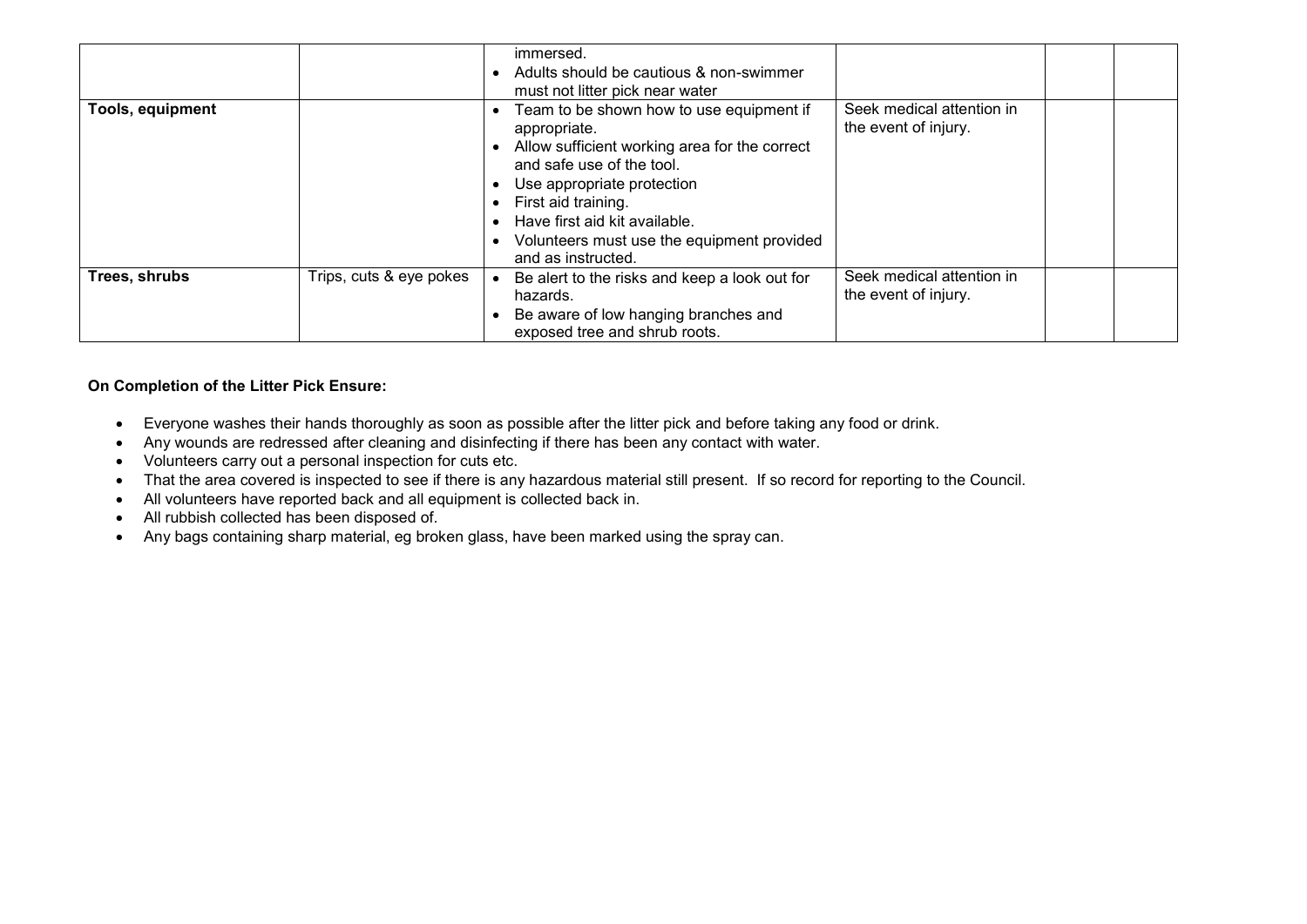| | | | | | |
|---|---|---|---|---|---|
| | | immersed.<br>• Adults should be cautious & non-swimmer must not litter pick near water | | | |
| **Tools, equipment** | | • Team to be shown how to use equipment if appropriate.<br>• Allow sufficient working area for the correct and safe use of the tool.<br>• Use appropriate protection<br>• First aid training.<br>• Have first aid kit available.<br>• Volunteers must use the equipment provided and as instructed. | Seek medical attention in the event of injury. | | |
| **Trees, shrubs** | Trips, cuts & eye pokes | • Be alert to the risks and keep a look out for hazards.<br>• Be aware of low hanging branches and exposed tree and shrub roots. | Seek medical attention in the event of injury. | | |

**On Completion of the Litter Pick Ensure:**

- Everyone washes their hands thoroughly as soon as possible after the litter pick and before taking any food or drink.
- Any wounds are redressed after cleaning and disinfecting if there has been any contact with water.
- Volunteers carry out a personal inspection for cuts etc.
- That the area covered is inspected to see if there is any hazardous material still present. If so record for reporting to the Council.
- All volunteers have reported back and all equipment is collected back in.
- All rubbish collected has been disposed of.
- Any bags containing sharp material, eg broken glass, have been marked using the spray can.